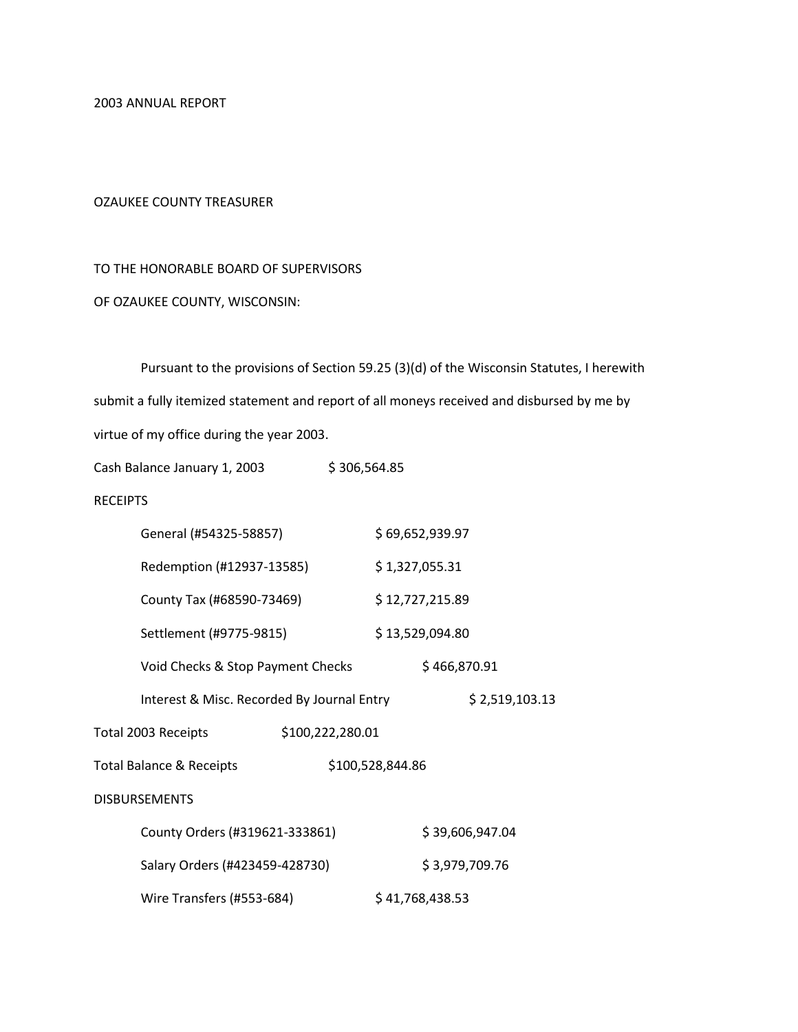2003 ANNUAL REPORT

OZAUKEE COUNTY TREASURER

TO THE HONORABLE BOARD OF SUPERVISORS

OF OZAUKEE COUNTY, WISCONSIN:

Pursuant to the provisions of Section 59.25 (3)(d) of the Wisconsin Statutes, I herewith submit a fully itemized statement and report of all moneys received and disbursed by me by virtue of my office during the year 2003.

Cash Balance January 1, 2003 $ 306,564.85

RECEIPTS

| | |
|---|---|
| General (#54325-58857) | $ 69,652,939.97 |
| Redemption (#12937-13585) | $ 1,327,055.31 |
| County Tax (#68590-73469) | $ 12,727,215.89 |
| Settlement (#9775-9815) | $ 13,529,094.80 |
| Void Checks & Stop Payment Checks | $ 466,870.91 |
| Interest & Misc. Recorded By Journal Entry | $ 2,519,103.13 |

Total 2003 Receipts $100,222,280.01

Total Balance & Receipts $100,528,844.86

DISBURSEMENTS

| | |
|---|---|
| County Orders (#319621-333861) | $ 39,606,947.04 |
| Salary Orders (#423459-428730) | $ 3,979,709.76 |
| Wire Transfers (#553-684) | $ 41,768,438.53 |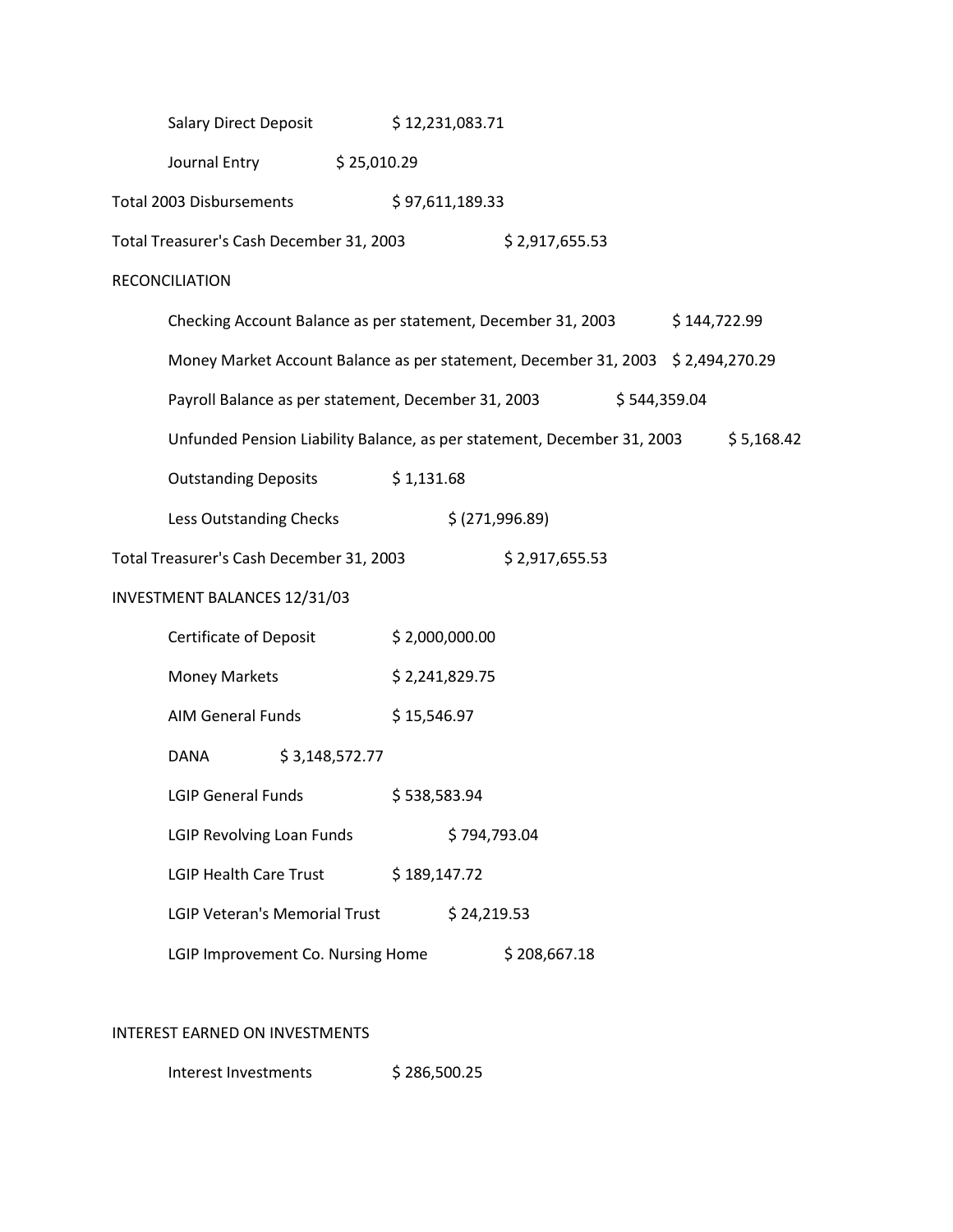Salary Direct Deposit $ 12,231,083.71

Journal Entry $ 25,010.29

Total 2003 Disbursements $ 97,611,189.33

Total Treasurer's Cash December 31, 2003 $ 2,917,655.53

RECONCILIATION

Checking Account Balance as per statement, December 31, 2003 $ 144,722.99

Money Market Account Balance as per statement, December 31, 2003 $ 2,494,270.29

Payroll Balance as per statement, December 31, 2003 $ 544,359.04

Unfunded Pension Liability Balance, as per statement, December 31, 2003 $ 5,168.42

Outstanding Deposits $ 1,131.68

Less Outstanding Checks $ (271,996.89)

Total Treasurer's Cash December 31, 2003 $ 2,917,655.53

INVESTMENT BALANCES 12/31/03

Certificate of Deposit $ 2,000,000.00

Money Markets $ 2,241,829.75

AIM General Funds $ 15,546.97

DANA $ 3,148,572.77

LGIP General Funds $ 538,583.94

LGIP Revolving Loan Funds $ 794,793.04

LGIP Health Care Trust $ 189,147.72

LGIP Veteran's Memorial Trust $ 24,219.53

LGIP Improvement Co. Nursing Home $ 208,667.18

INTEREST EARNED ON INVESTMENTS

Interest Investments $ 286,500.25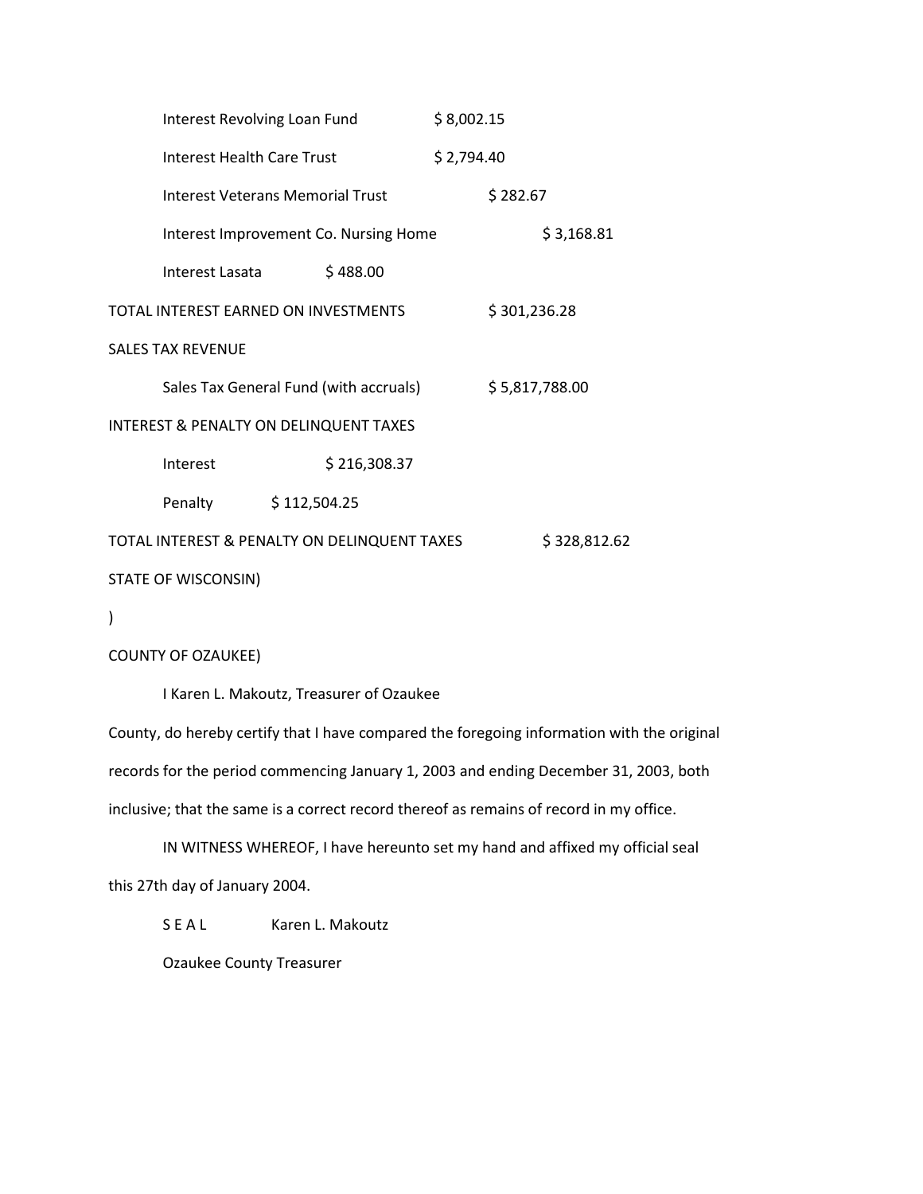Interest Revolving Loan Fund $ 8,002.15

Interest Health Care Trust $ 2,794.40

Interest Veterans Memorial Trust $ 282.67

Interest Improvement Co. Nursing Home $ 3,168.81

Interest Lasata $ 488.00

TOTAL INTEREST EARNED ON INVESTMENTS $ 301,236.28

SALES TAX REVENUE

Sales Tax General Fund (with accruals) $ 5,817,788.00

INTEREST & PENALTY ON DELINQUENT TAXES

Interest $ 216,308.37

Penalty $ 112,504.25

TOTAL INTEREST & PENALTY ON DELINQUENT TAXES $ 328,812.62

STATE OF WISCONSIN)

)

COUNTY OF OZAUKEE)

I Karen L. Makoutz, Treasurer of Ozaukee County, do hereby certify that I have compared the foregoing information with the original records for the period commencing January 1, 2003 and ending December 31, 2003, both inclusive; that the same is a correct record thereof as remains of record in my office.

IN WITNESS WHEREOF, I have hereunto set my hand and affixed my official seal this 27th day of January 2004.

S E A L Karen L. Makoutz

Ozaukee County Treasurer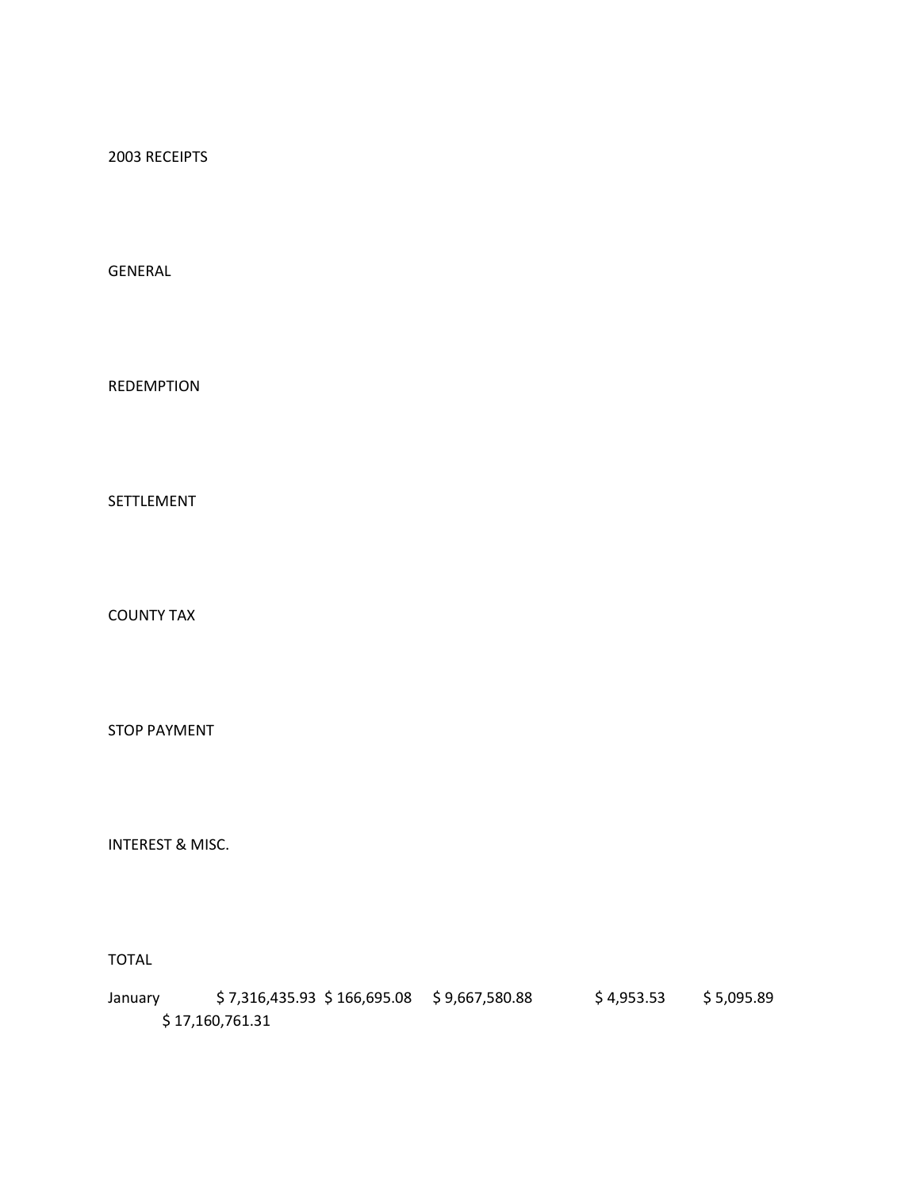2003 RECEIPTS

| | GENERAL | REDEMPTION | SETTLEMENT | COUNTY TAX | STOP PAYMENT | INTEREST & MISC. | TOTAL |
|---|---|---|---|---|---|---|---|
| January | $ 7,316,435.93 | $ 166,695.08 | $ 9,667,580.88 | | $ 4,953.53 | $ 5,095.89 | $ 17,160,761.31 |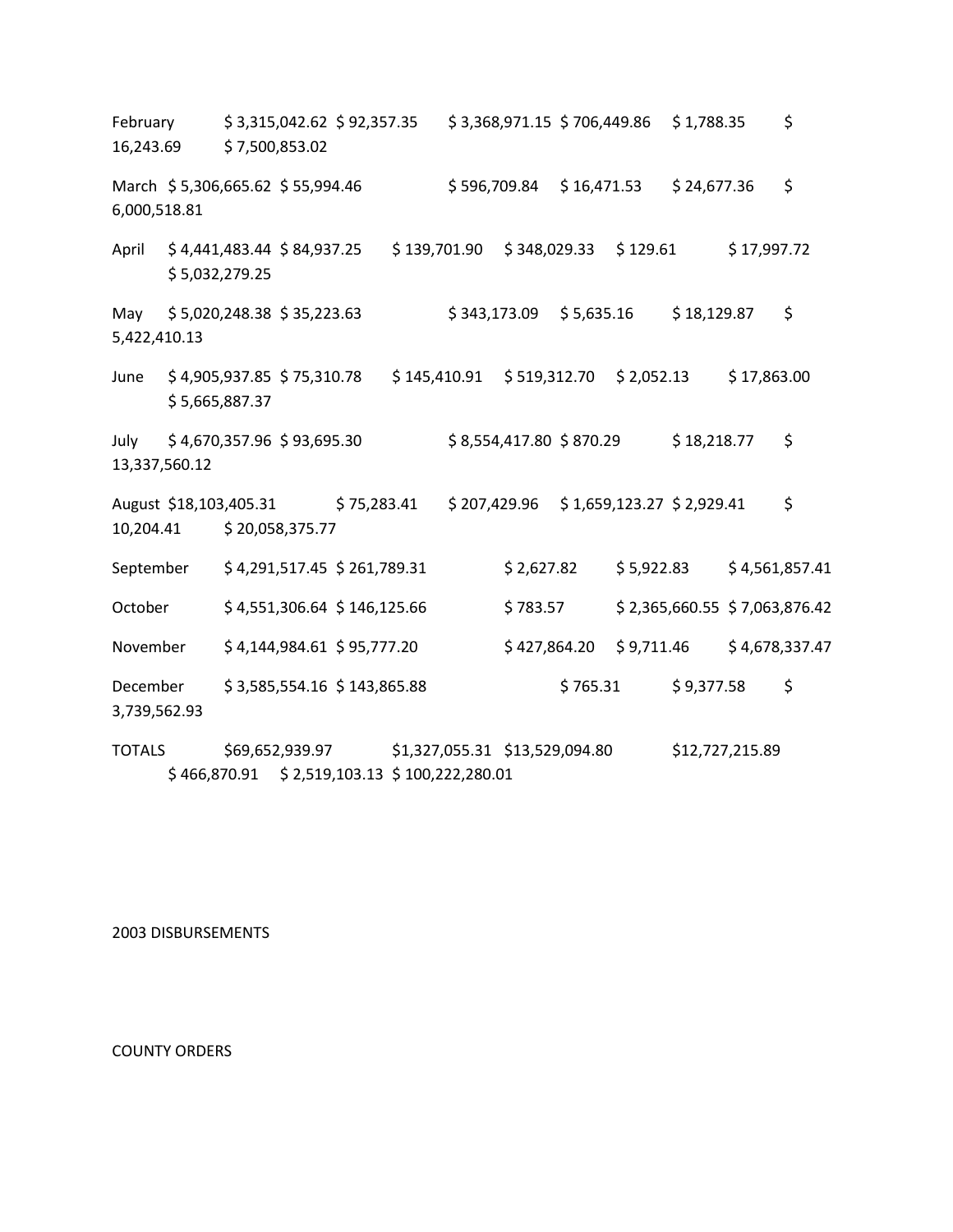| | | | | | | | |
|---|---|---|---|---|---|---|---|
| February | $ 3,315,042.62 | $ 92,357.35 | $ 3,368,971.15 | $ 706,449.86 | $ 1,788.35 | $ 16,243.69 | $ 7,500,853.02 |
| March | $ 5,306,665.62 | $ 55,994.46 | | $ 596,709.84 | $ 16,471.53 | $ 24,677.36 | $ 6,000,518.81 |
| April | $ 4,441,483.44 | $ 84,937.25 | $ 139,701.90 | $ 348,029.33 | $ 129.61 | $ 17,997.72 | $ 5,032,279.25 |
| May | $ 5,020,248.38 | $ 35,223.63 | | $ 343,173.09 | $ 5,635.16 | $ 18,129.87 | $ 5,422,410.13 |
| June | $ 4,905,937.85 | $ 75,310.78 | $ 145,410.91 | $ 519,312.70 | $ 2,052.13 | $ 17,863.00 | $ 5,665,887.37 |
| July | $ 4,670,357.96 | $ 93,695.30 | | $ 8,554,417.80 | $ 870.29 | $ 18,218.77 | $ 13,337,560.12 |
| August | $18,103,405.31 | $ 75,283.41 | $ 207,429.96 | $ 1,659,123.27 | $ 2,929.41 | $ 10,204.41 | $ 20,058,375.77 |
| September | $ 4,291,517.45 | $ 261,789.31 | | | $ 2,627.82 | $ 5,922.83 | $ 4,561,857.41 |
| October | $ 4,551,306.64 | $ 146,125.66 | | | $ 783.57 | $ 2,365,660.55 | $ 7,063,876.42 |
| November | $ 4,144,984.61 | $ 95,777.20 | | | $ 427,864.20 | $ 9,711.46 | $ 4,678,337.47 |
| December | $ 3,585,554.16 | $ 143,865.88 | | | $ 765.31 | $ 9,377.58 | $ 3,739,562.93 |
| TOTALS | $69,652,939.97 | $1,327,055.31 | $13,529,094.80 | $12,727,215.89 | $ 466,870.91 | $ 2,519,103.13 | $ 100,222,280.01 |

2003 DISBURSEMENTS

COUNTY ORDERS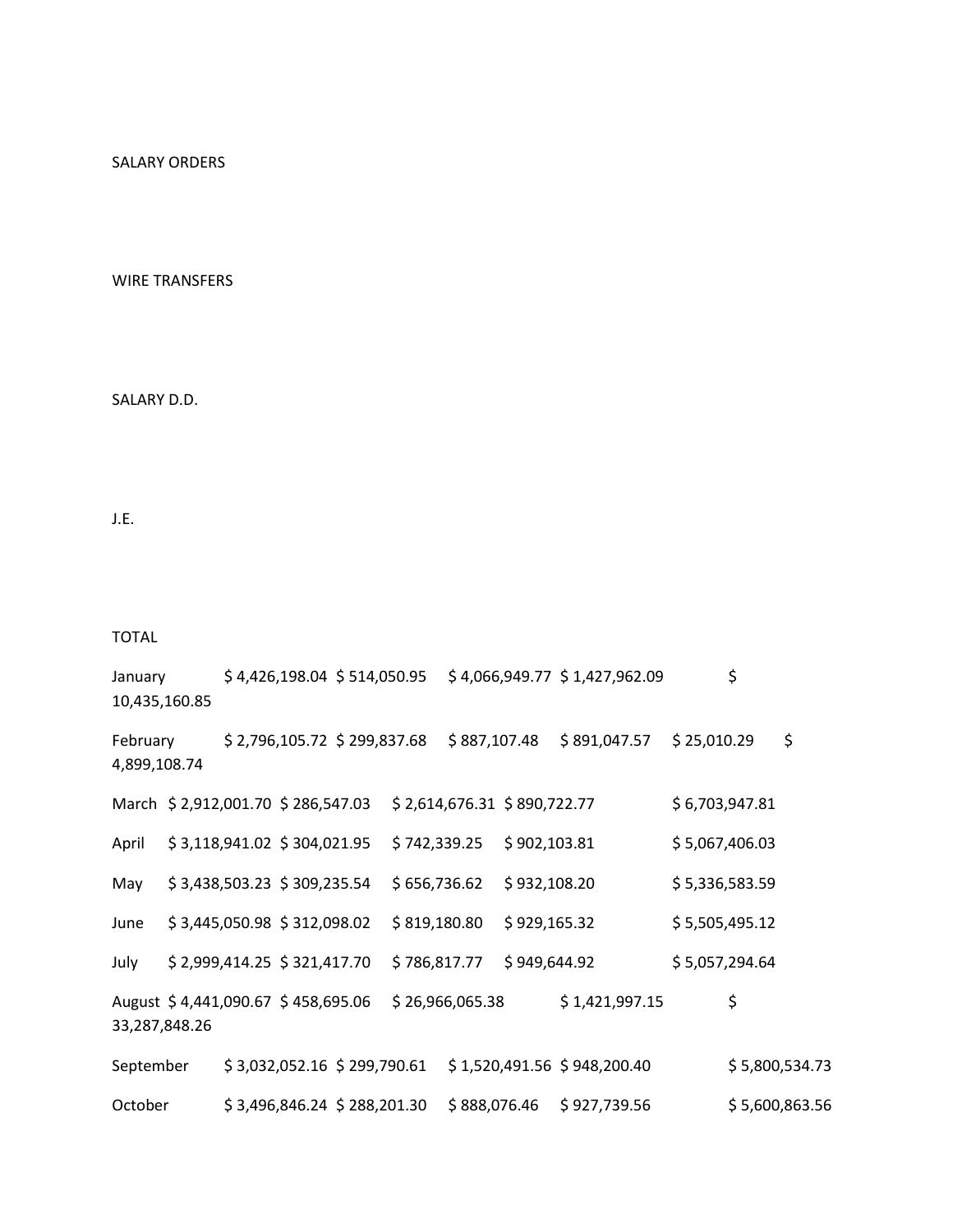| | SALARY ORDERS | WIRE TRANSFERS | SALARY D.D. | J.E. | | TOTAL |
|---|---|---|---|---|---|---|
| January | $ 4,426,198.04 | $ 514,050.95 | $ 4,066,949.77 | $ 1,427,962.09 | | $ 10,435,160.85 |
| February | $ 2,796,105.72 | $ 299,837.68 | $ 887,107.48 | $ 891,047.57 | $ 25,010.29 | $ 4,899,108.74 |
| March | $ 2,912,001.70 | $ 286,547.03 | $ 2,614,676.31 | $ 890,722.77 | | $ 6,703,947.81 |
| April | $ 3,118,941.02 | $ 304,021.95 | $ 742,339.25 | $ 902,103.81 | | $ 5,067,406.03 |
| May | $ 3,438,503.23 | $ 309,235.54 | $ 656,736.62 | $ 932,108.20 | | $ 5,336,583.59 |
| June | $ 3,445,050.98 | $ 312,098.02 | $ 819,180.80 | $ 929,165.32 | | $ 5,505,495.12 |
| July | $ 2,999,414.25 | $ 321,417.70 | $ 786,817.77 | $ 949,644.92 | | $ 5,057,294.64 |
| August | $ 4,441,090.67 | $ 458,695.06 | $ 26,966,065.38 | $ 1,421,997.15 | | $ 33,287,848.26 |
| September | $ 3,032,052.16 | $ 299,790.61 | $ 1,520,491.56 | $ 948,200.40 | | $ 5,800,534.73 |
| October | $ 3,496,846.24 | $ 288,201.30 | $ 888,076.46 | $ 927,739.56 | | $ 5,600,863.56 |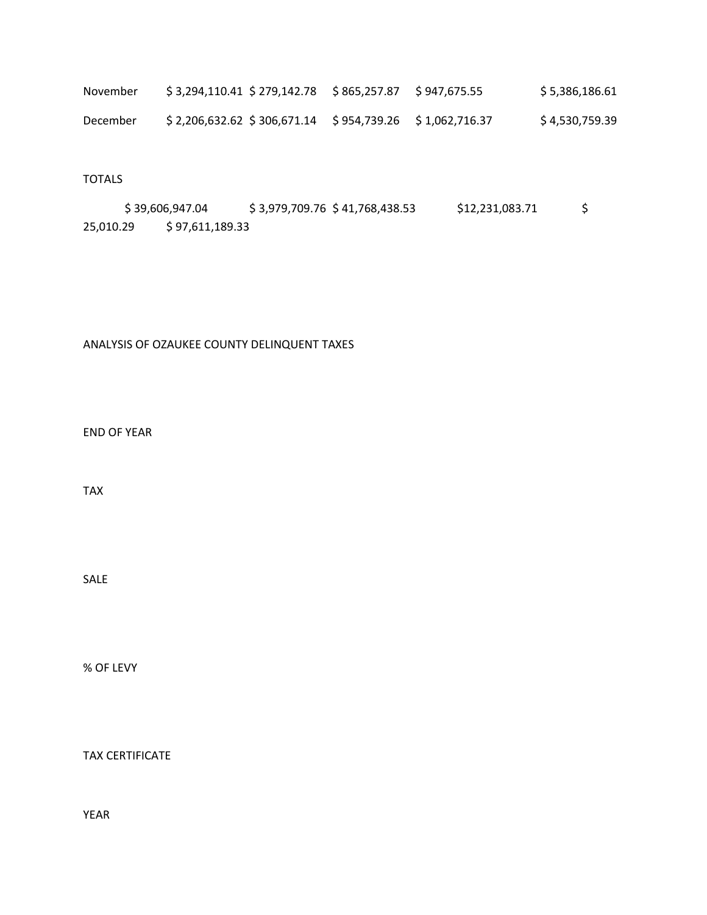| November | $ 3,294,110.41 | $ 279,142.78 | $ 865,257.87 | $ 947,675.55 | | $ 5,386,186.61 |
|---|---|---|---|---|---|---|
| December | $ 2,206,632.62 | $ 306,671.14 | $ 954,739.26 | $ 1,062,716.37 | | $ 4,530,759.39 |
| TOTALS | | | | | | |
| | $ 39,606,947.04 | $ 3,979,709.76 | $ 41,768,438.53 | $12,231,083.71 | $ 25,010.29 | $ 97,611,189.33 |

ANALYSIS OF OZAUKEE COUNTY DELINQUENT TAXES

END OF YEAR

TAX

SALE

% OF LEVY

TAX CERTIFICATE

YEAR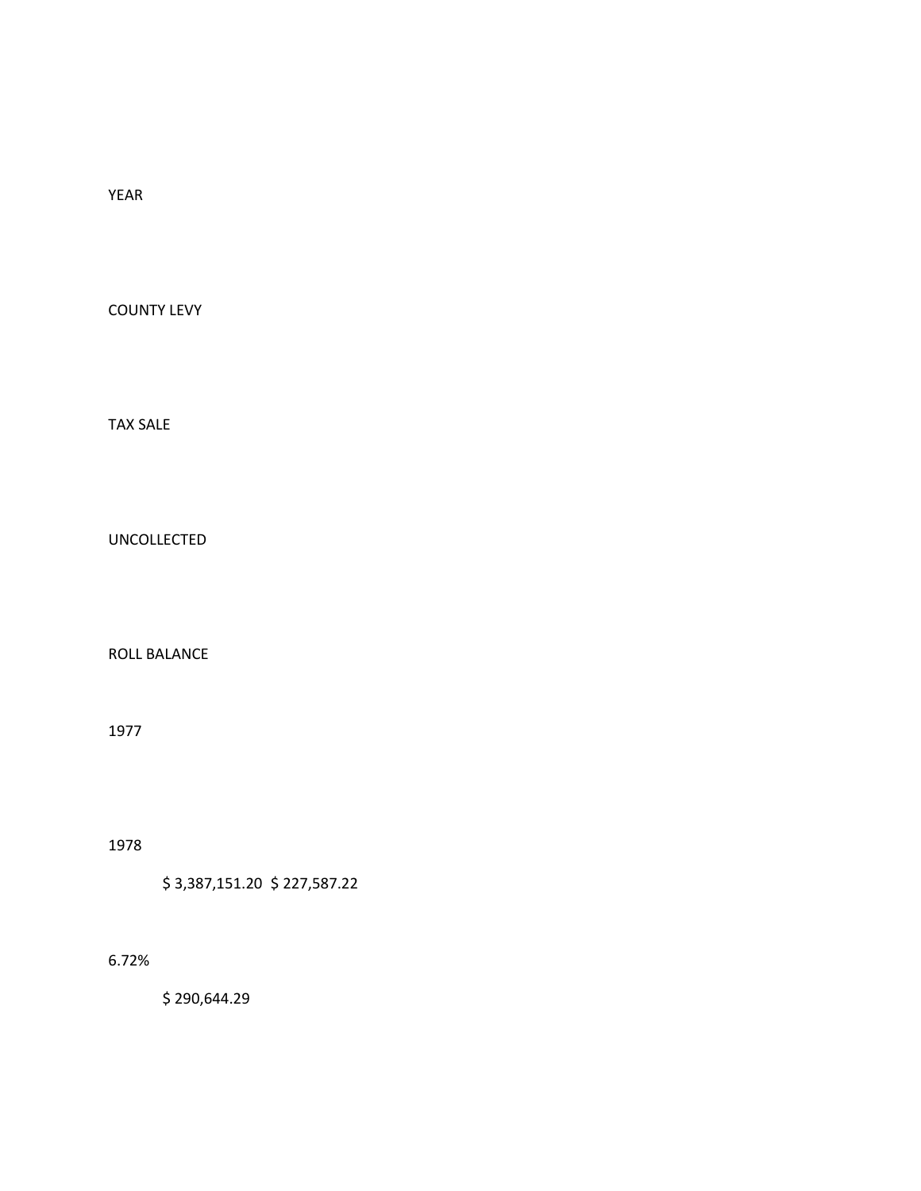YEAR

COUNTY LEVY

TAX SALE

UNCOLLECTED

ROLL BALANCE

1977

1978

$ 3,387,151.20 $ 227,587.22

6.72%

$ 290,644.29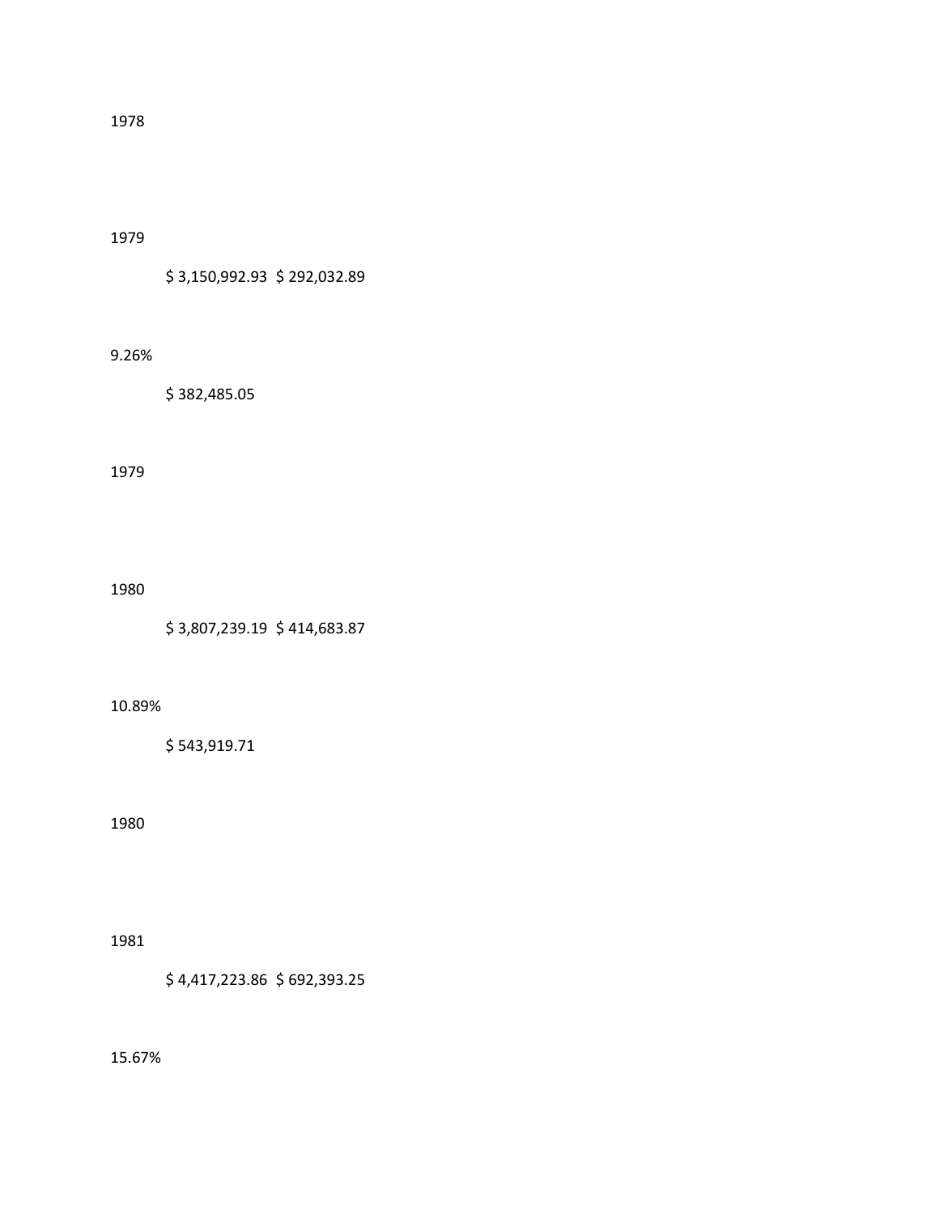1978

1979

$ 3,150,992.93 $ 292,032.89

9.26%

$ 382,485.05

1979

1980

$ 3,807,239.19 $ 414,683.87

10.89%

$ 543,919.71

1980

1981

$ 4,417,223.86 $ 692,393.25

15.67%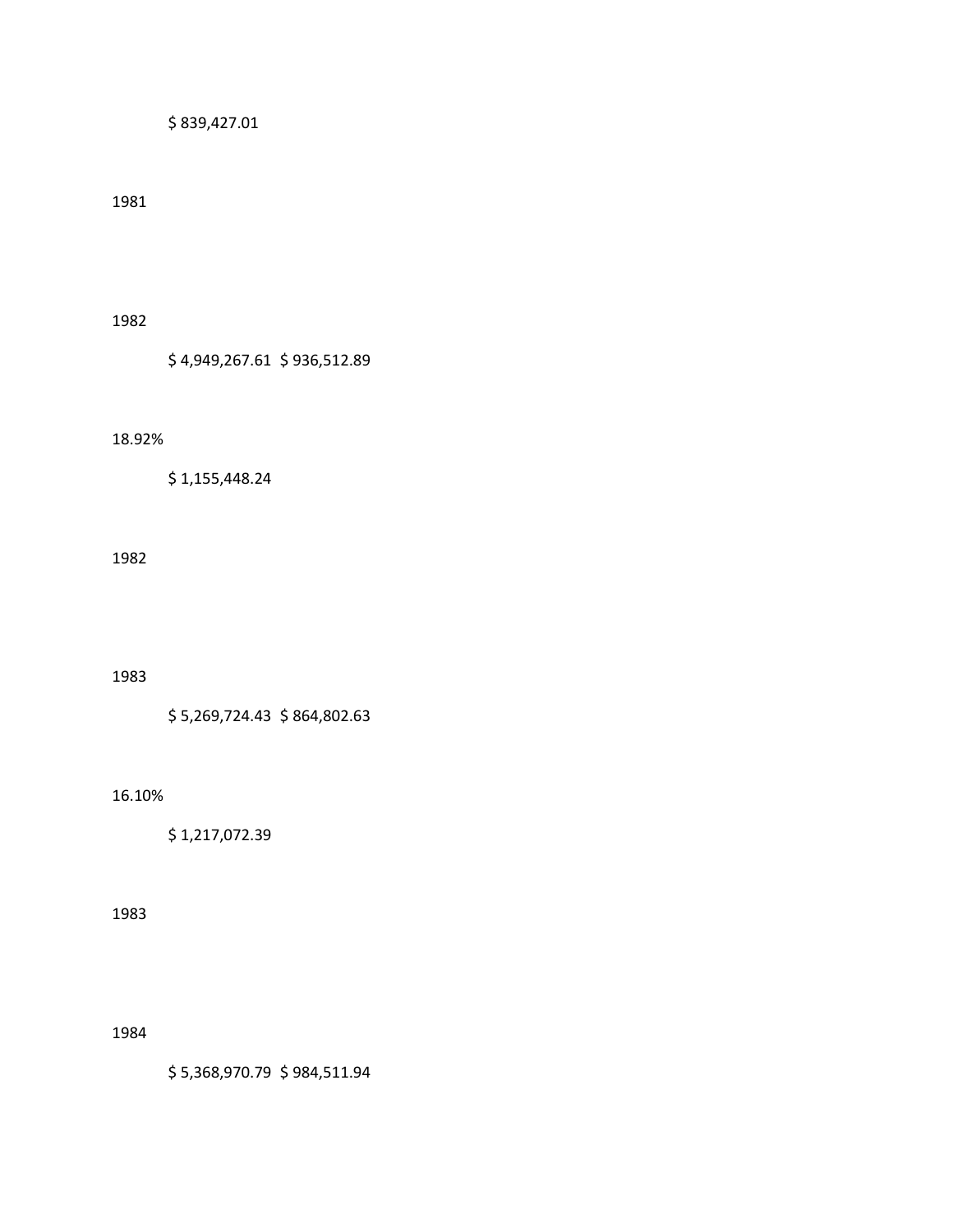$ 839,427.01

1981

1982

$ 4,949,267.61  $ 936,512.89

18.92%

$ 1,155,448.24

1982

1983

$ 5,269,724.43  $ 864,802.63

16.10%

$ 1,217,072.39

1983

1984

$ 5,368,970.79  $ 984,511.94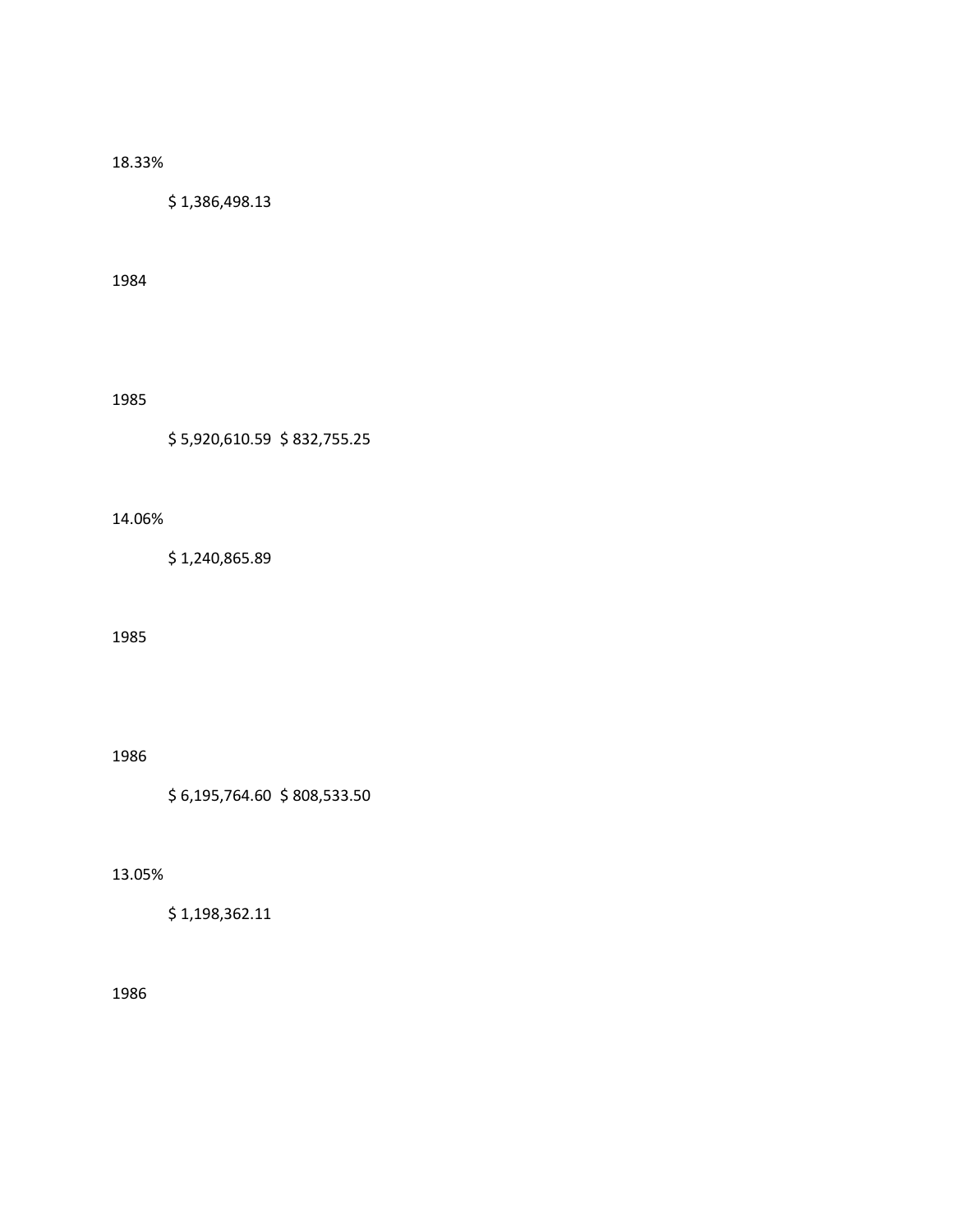18.33%

$ 1,386,498.13

1984

1985

$ 5,920,610.59  $ 832,755.25

14.06%

$ 1,240,865.89

1985

1986

$ 6,195,764.60  $ 808,533.50

13.05%

$ 1,198,362.11

1986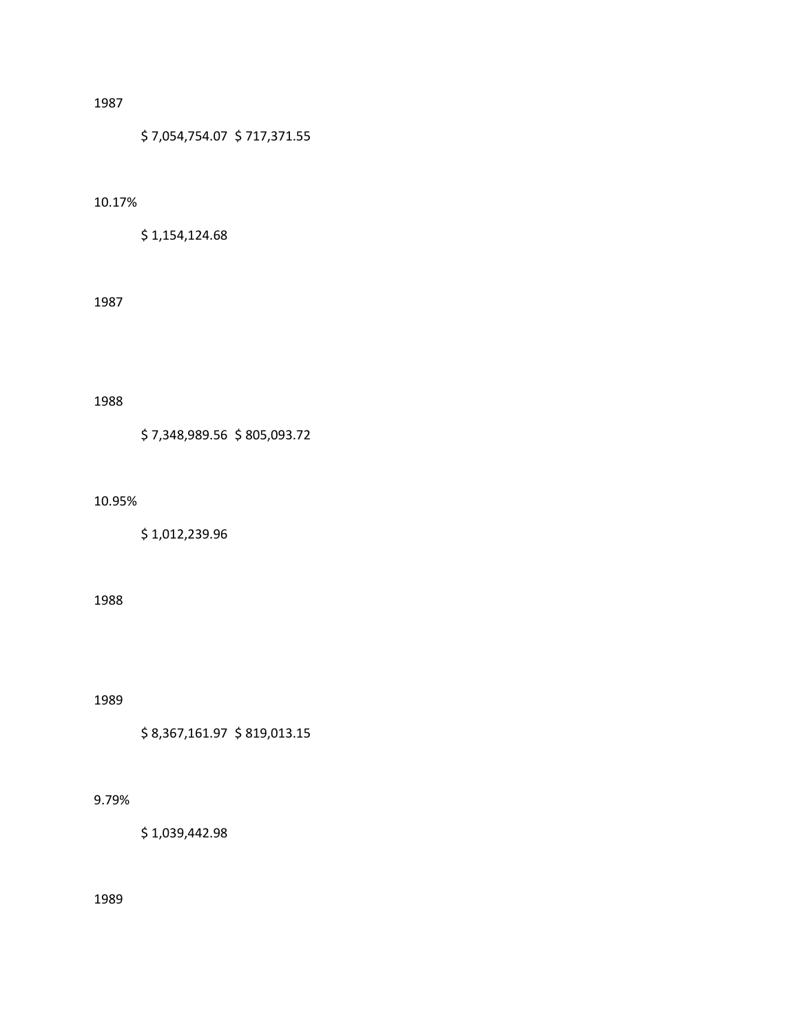1987

$ 7,054,754.07 $ 717,371.55

10.17%

$ 1,154,124.68

1987

1988

$ 7,348,989.56 $ 805,093.72

10.95%

$ 1,012,239.96

1988

1989

$ 8,367,161.97 $ 819,013.15

9.79%

$ 1,039,442.98

1989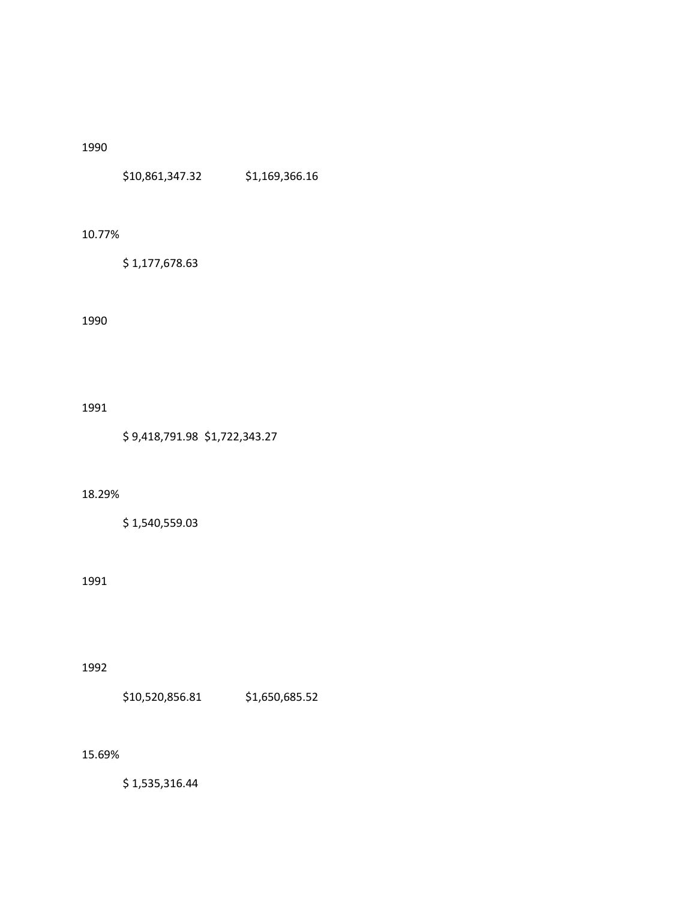1990

$10,861,347.32 $1,169,366.16

10.77%

$ 1,177,678.63

1990

1991

$ 9,418,791.98 $1,722,343.27

18.29%

$ 1,540,559.03

1991

1992

$10,520,856.81 $1,650,685.52

15.69%

$ 1,535,316.44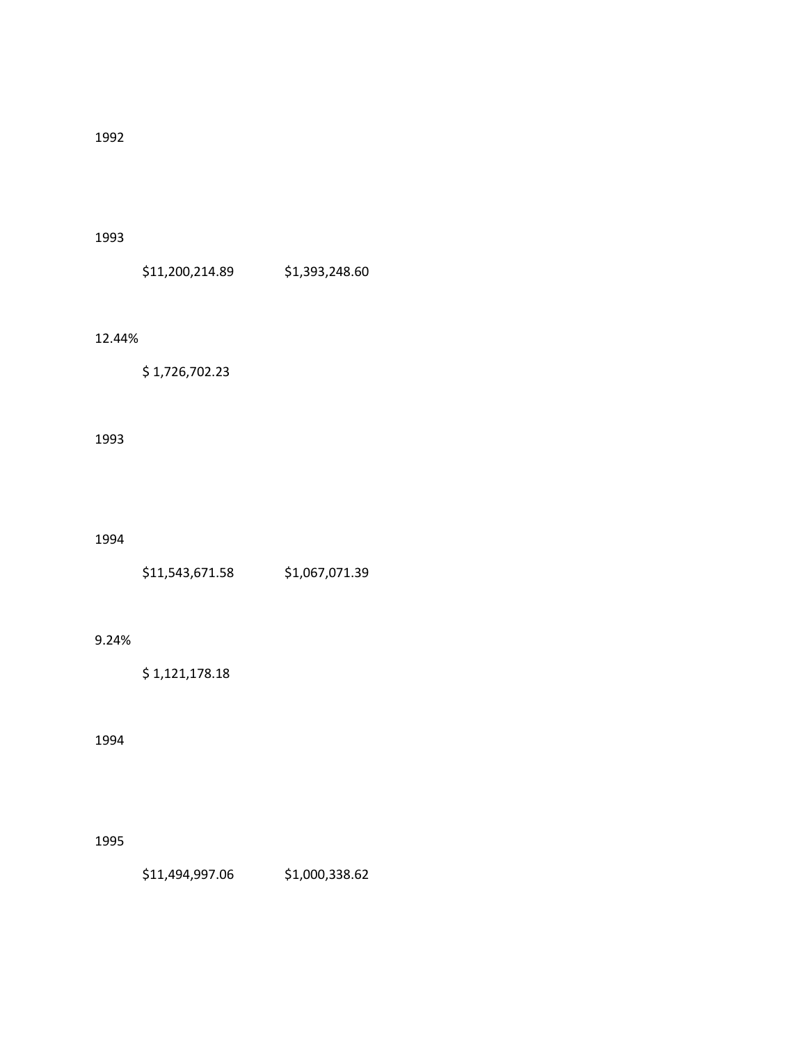1992

1993

$11,200,214.89 $1,393,248.60

12.44%

$ 1,726,702.23

1993

1994

$11,543,671.58 $1,067,071.39

9.24%

$ 1,121,178.18

1994

1995

$11,494,997.06 $1,000,338.62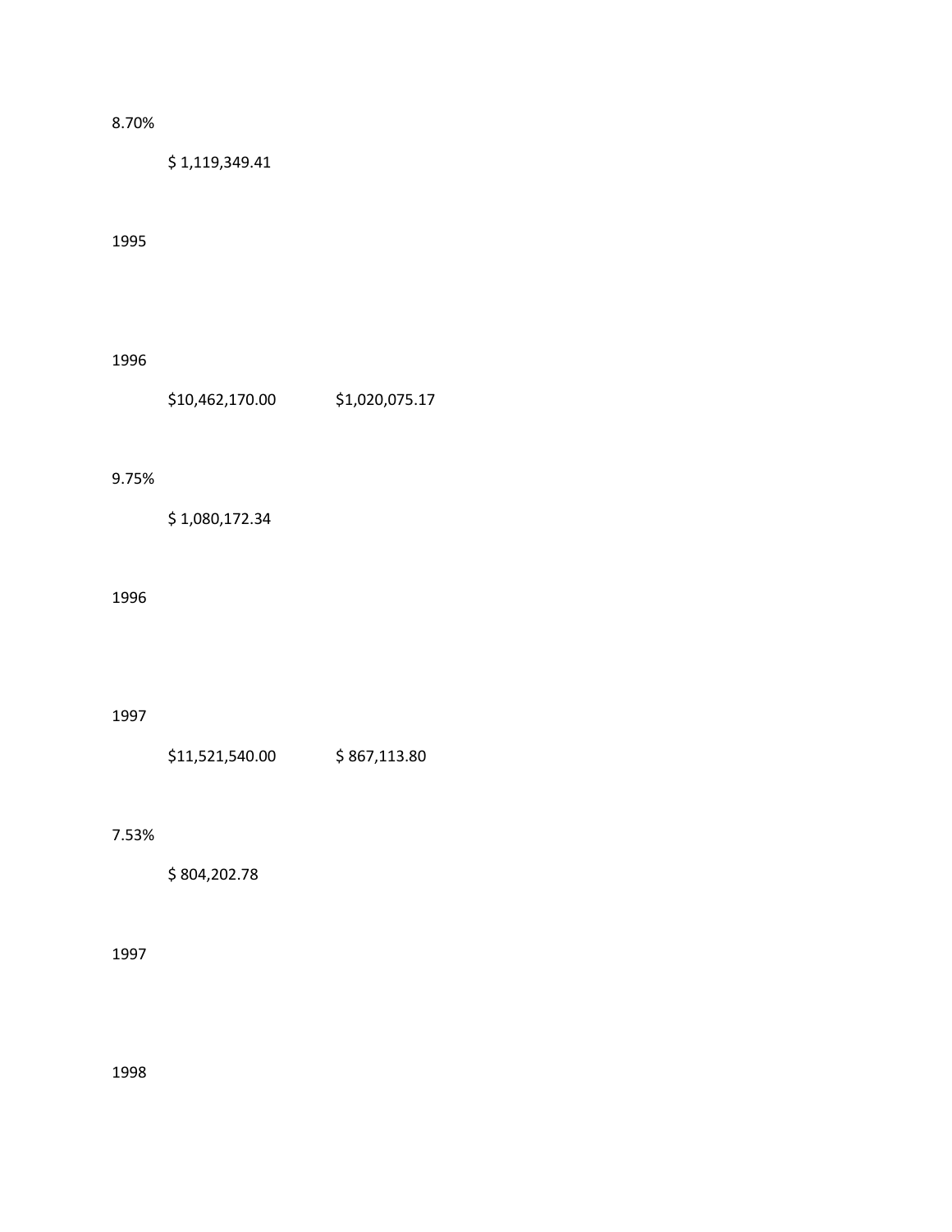8.70%

$ 1,119,349.41

1995

1996

$10,462,170.00 $1,020,075.17

9.75%

$ 1,080,172.34

1996

1997

$11,521,540.00 $ 867,113.80

7.53%

$ 804,202.78

1997

1998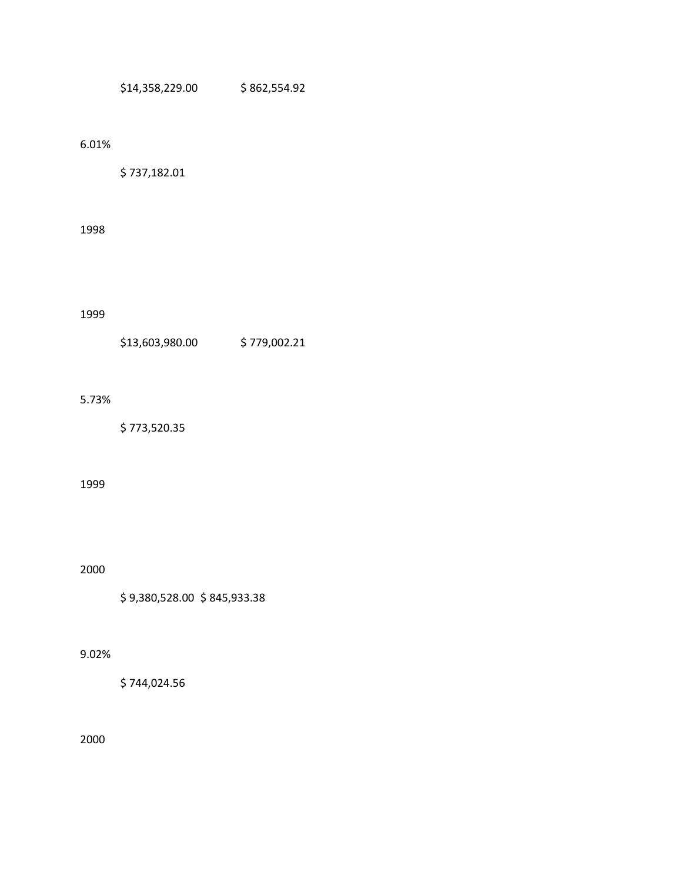$14,358,229.00 $ 862,554.92

6.01%

$ 737,182.01

1998

1999

$13,603,980.00 $ 779,002.21

5.73%

$ 773,520.35

1999

2000

$ 9,380,528.00 $ 845,933.38

9.02%

$ 744,024.56

2000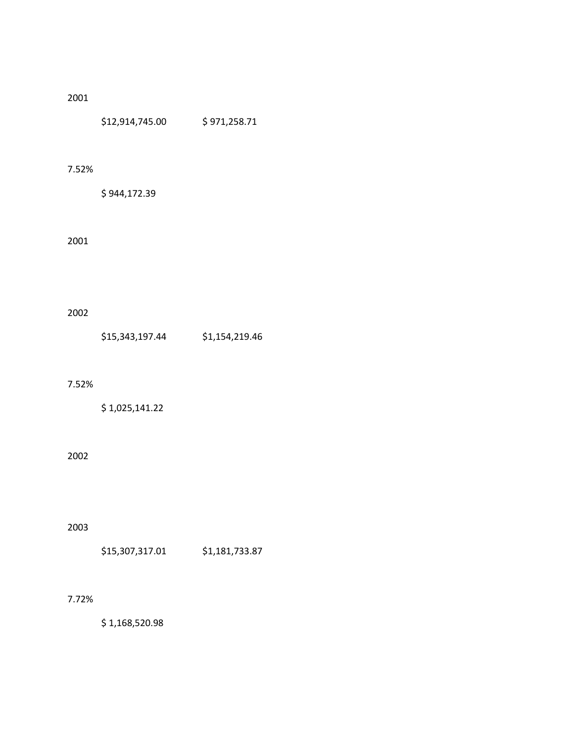2001

$12,914,745.00 $ 971,258.71

7.52%

$ 944,172.39

2001

2002

$15,343,197.44 $1,154,219.46

7.52%

$ 1,025,141.22

2002

2003

$15,307,317.01 $1,181,733.87

7.72%

$ 1,168,520.98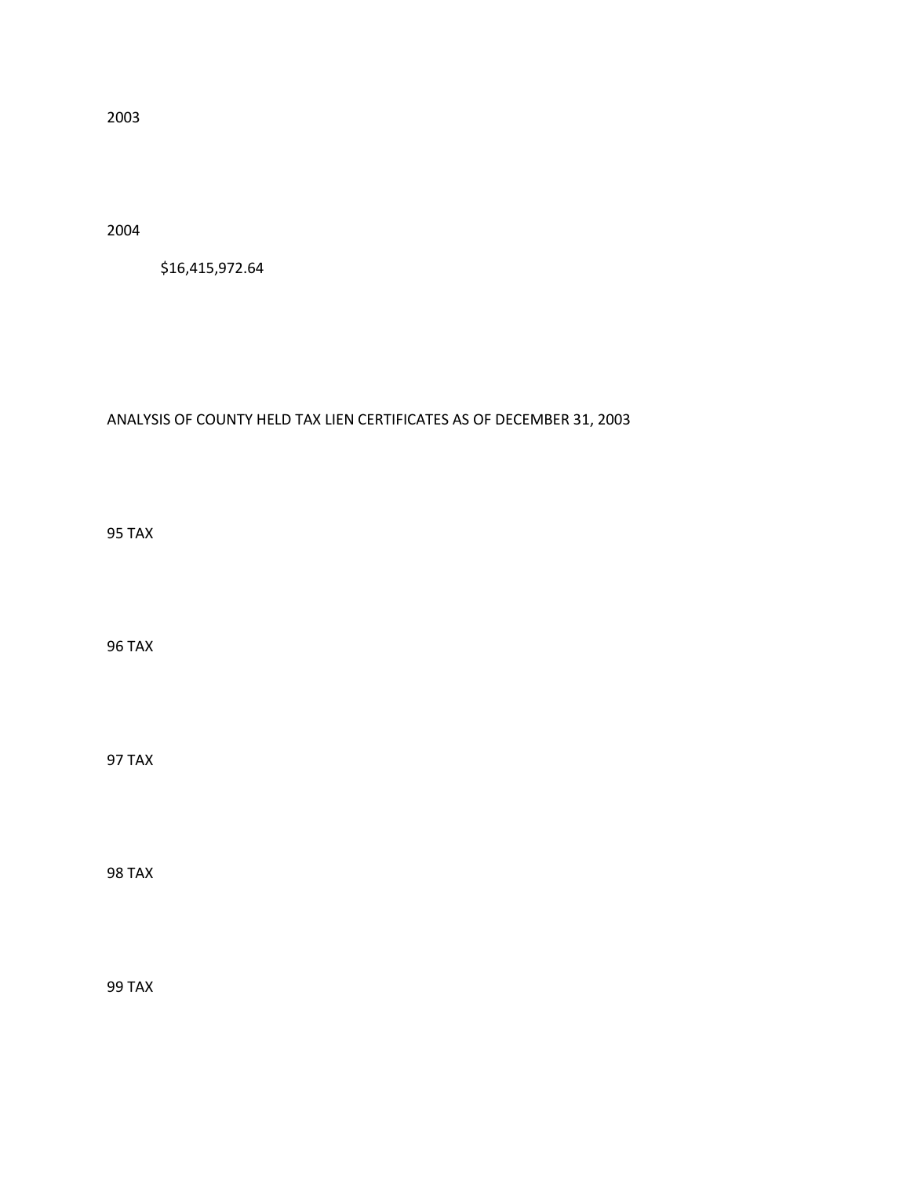2003

2004

$16,415,972.64

ANALYSIS OF COUNTY HELD TAX LIEN CERTIFICATES AS OF DECEMBER 31, 2003

95 TAX

96 TAX

97 TAX

98 TAX

99 TAX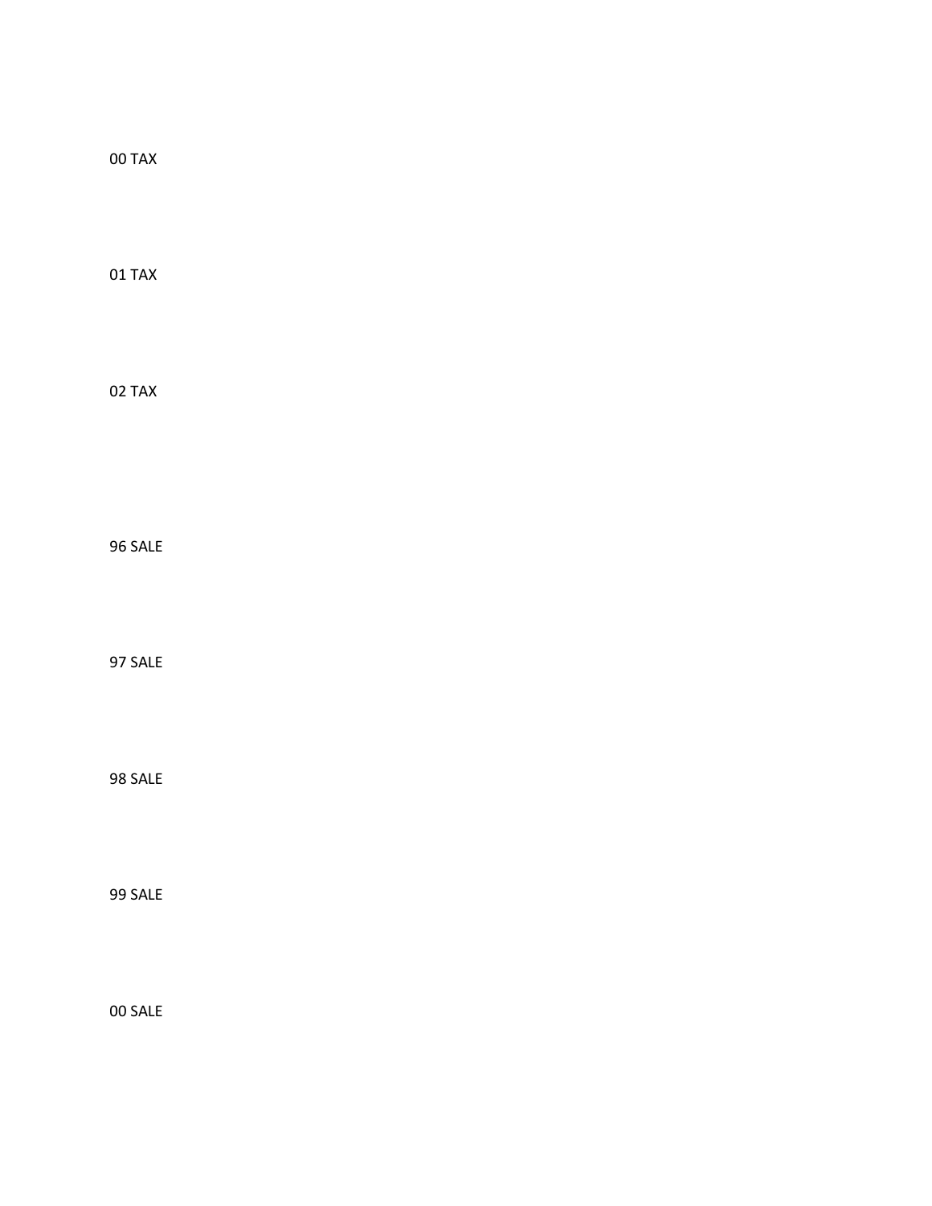00 TAX

01 TAX

02 TAX

96 SALE

97 SALE

98 SALE

99 SALE

00 SALE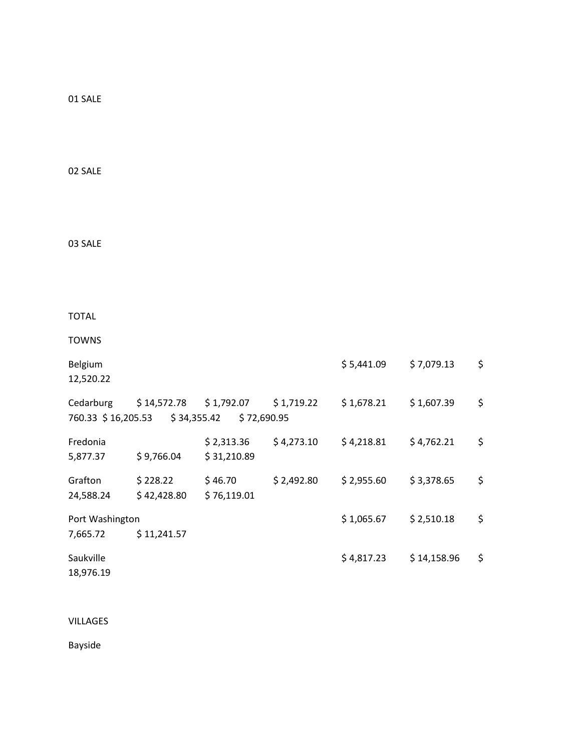01 SALE

02 SALE

03 SALE

TOTAL

TOWNS

Belgium $ 5,441.09 $ 7,079.13 $ 12,520.22

Cedarburg $ 14,572.78 $ 1,792.07 $ 1,719.22 $ 1,678.21 $ 1,607.39 $ 760.33 $ 16,205.53 $ 34,355.42 $ 72,690.95

Fredonia $ 2,313.36 $ 4,273.10 $ 4,218.81 $ 4,762.21 $ 5,877.37 $ 9,766.04 $ 31,210.89

Grafton $ 228.22 $ 46.70 $ 2,492.80 $ 2,955.60 $ 3,378.65 $ 24,588.24 $ 42,428.80 $ 76,119.01

Port Washington $ 1,065.67 $ 2,510.18 $ 7,665.72 $ 11,241.57

Saukville $ 4,817.23 $ 14,158.96 $ 18,976.19

VILLAGES

Bayside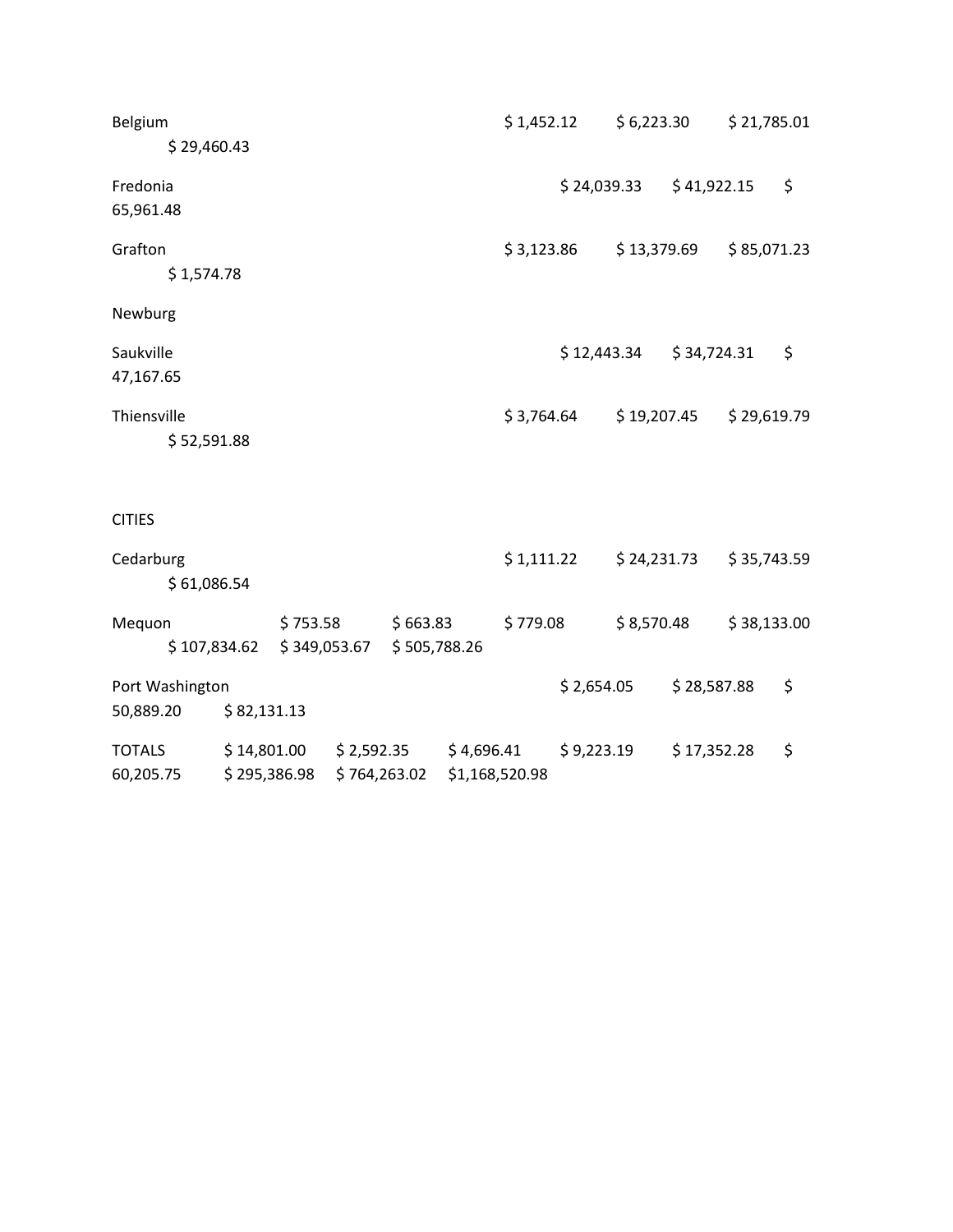| | | | | | | | | | |
|---|---|---|---|---|---|---|---|---|---|
| Belgium | | | | | | $ 1,452.12 | $ 6,223.30 | $ 21,785.01 | $ 29,460.43 |
| Fredonia | | | | | | | $ 24,039.33 | $ 41,922.15 | $ 65,961.48 |
| Grafton | | | | | | $ 3,123.86 | $ 13,379.69 | $ 85,071.23 | $ 1,574.78 |
| Newburg | | | | | | | | | |
| Saukville | | | | | | | $ 12,443.34 | $ 34,724.31 | $ 47,167.65 |
| Thiensville | | | | | | $ 3,764.64 | $ 19,207.45 | $ 29,619.79 | $ 52,591.88 |
| | | | | | | | | | |
| CITIES | | | | | | | | | |
| Cedarburg | | | | | | $ 1,111.22 | $ 24,231.73 | $ 35,743.59 | $ 61,086.54 |
| Mequon | | $ 753.58 | $ 663.83 | $ 779.08 | $ 8,570.48 | $ 38,133.00 | $ 107,834.62 | $ 349,053.67 | $ 505,788.26 |
| Port Washington | | | | | | $ 2,654.05 | $ 28,587.88 | $ 50,889.20 | $ 82,131.13 |
| TOTALS | $ 14,801.00 | $ 2,592.35 | $ 4,696.41 | $ 9,223.19 | $ 17,352.28 | $ 60,205.75 | $ 295,386.98 | $ 764,263.02 | $1,168,520.98 |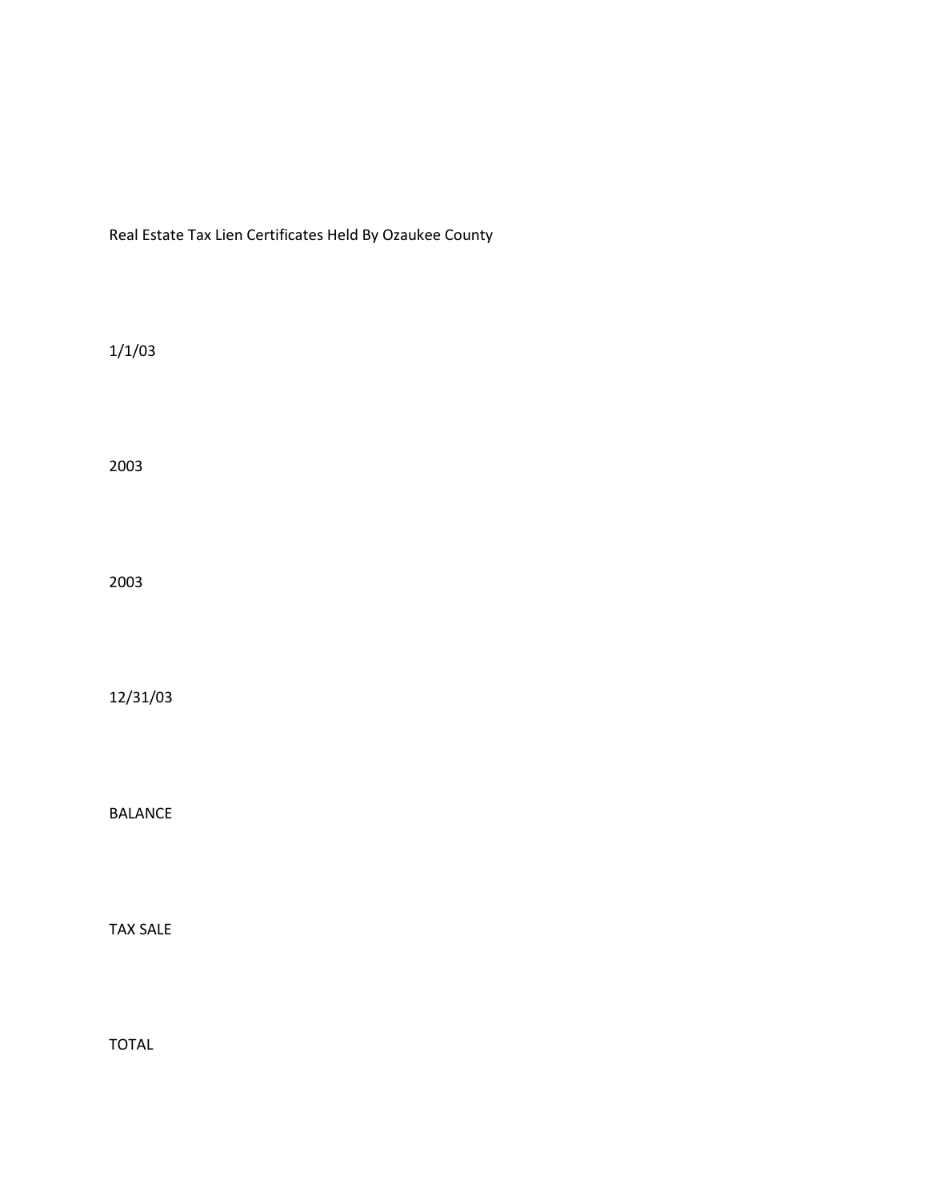Real Estate Tax Lien Certificates Held By Ozaukee County

1/1/03

2003

2003

12/31/03

BALANCE

TAX SALE

TOTAL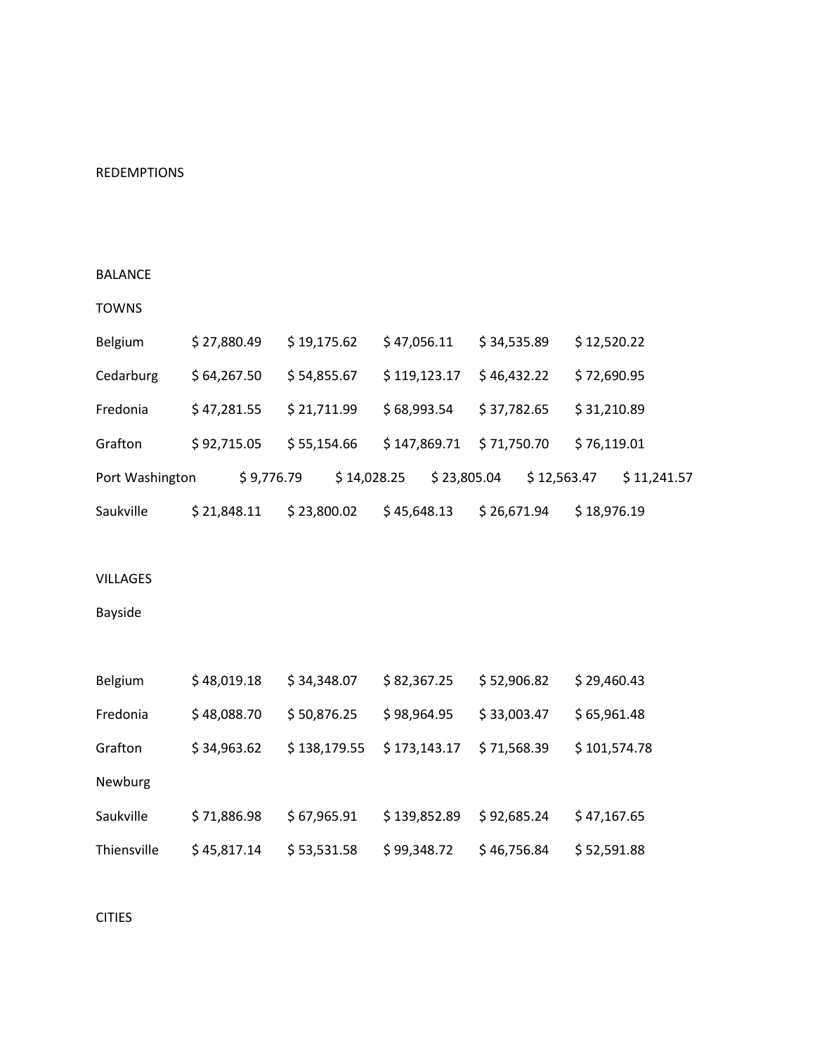REDEMPTIONS

BALANCE

TOWNS

| | | | | | |
|---|---|---|---|---|---|
| Belgium | $ 27,880.49 | $ 19,175.62 | $ 47,056.11 | $ 34,535.89 | $ 12,520.22 |
| Cedarburg | $ 64,267.50 | $ 54,855.67 | $ 119,123.17 | $ 46,432.22 | $ 72,690.95 |
| Fredonia | $ 47,281.55 | $ 21,711.99 | $ 68,993.54 | $ 37,782.65 | $ 31,210.89 |
| Grafton | $ 92,715.05 | $ 55,154.66 | $ 147,869.71 | $ 71,750.70 | $ 76,119.01 |
| Port Washington | $ 9,776.79 | $ 14,028.25 | $ 23,805.04 | $ 12,563.47 | $ 11,241.57 |
| Saukville | $ 21,848.11 | $ 23,800.02 | $ 45,648.13 | $ 26,671.94 | $ 18,976.19 |

VILLAGES

| | | | | | |
|---|---|---|---|---|---|
| Bayside | | | | | |
| Belgium | $ 48,019.18 | $ 34,348.07 | $ 82,367.25 | $ 52,906.82 | $ 29,460.43 |
| Fredonia | $ 48,088.70 | $ 50,876.25 | $ 98,964.95 | $ 33,003.47 | $ 65,961.48 |
| Grafton | $ 34,963.62 | $ 138,179.55 | $ 173,143.17 | $ 71,568.39 | $ 101,574.78 |
| Newburg | | | | | |
| Saukville | $ 71,886.98 | $ 67,965.91 | $ 139,852.89 | $ 92,685.24 | $ 47,167.65 |
| Thiensville | $ 45,817.14 | $ 53,531.58 | $ 99,348.72 | $ 46,756.84 | $ 52,591.88 |

CITIES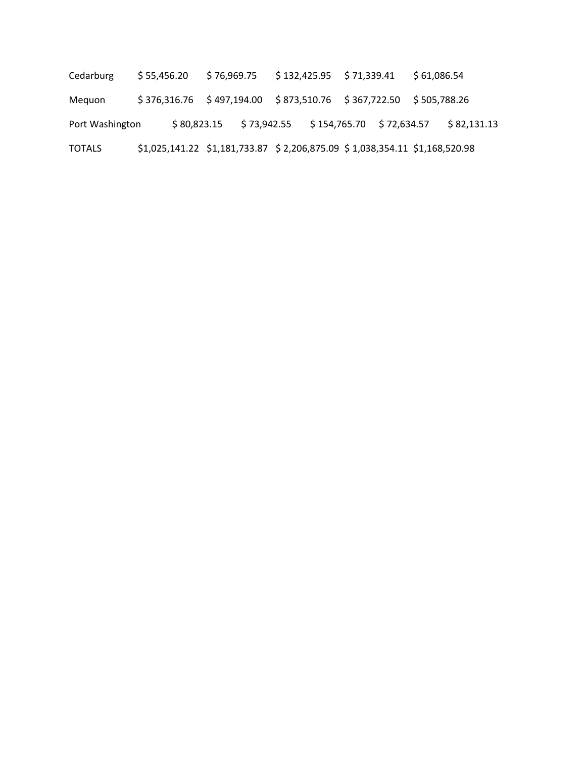| | | | | | |
|---|---|---|---|---|---|
| Cedarburg | $ 55,456.20 | $ 76,969.75 | $ 132,425.95 | $ 71,339.41 | $ 61,086.54 |
| Mequon | $ 376,316.76 | $ 497,194.00 | $ 873,510.76 | $ 367,722.50 | $ 505,788.26 |
| Port Washington | $ 80,823.15 | $ 73,942.55 | $ 154,765.70 | $ 72,634.57 | $ 82,131.13 |
| TOTALS | $1,025,141.22 | $1,181,733.87 | $ 2,206,875.09 | $ 1,038,354.11 | $1,168,520.98 |